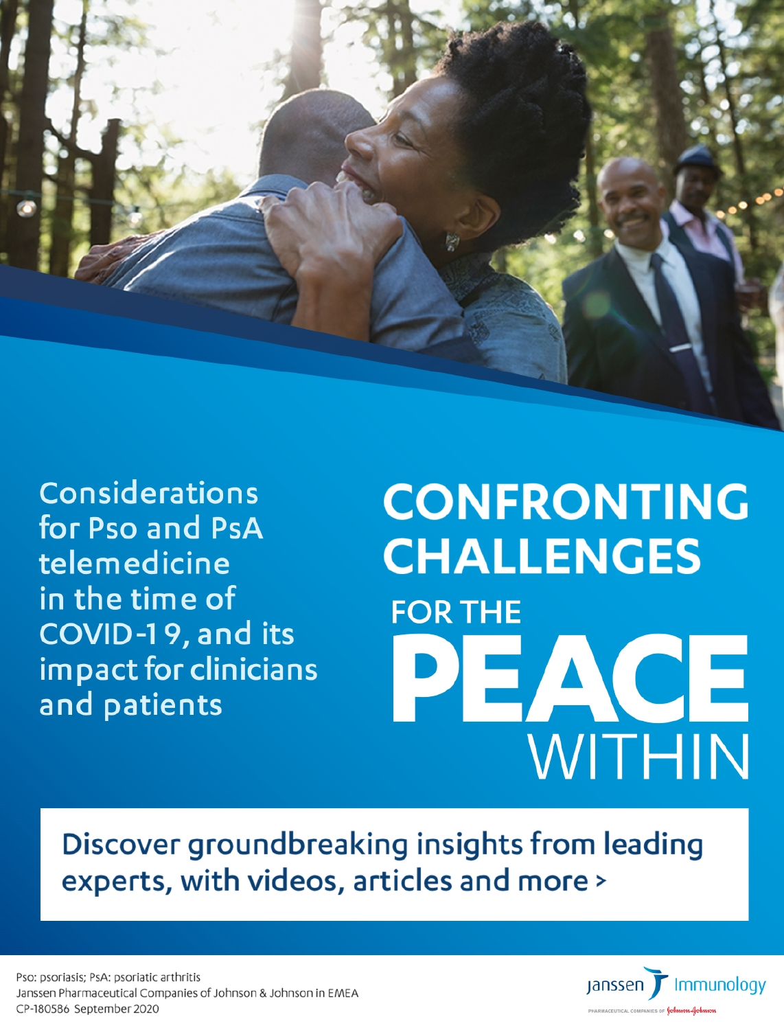# CONFRONTING CHALLENGES FOR THE PEACE WITHIN

Considerations for Pso and PsA telemedicine in the time of COVID-19, and its impact for clinicians and patients

**Discover groundbreaking insights from leading experts, with videos, articles and more >**

Pso: psoriasis; PsA: psoriatic arthritis
Janssen Pharmaceutical Companies of Johnson & Johnson in EMEA
CP-180586 September 2020

Janssen Immunology
PHARMACEUTICAL COMPANIES OF Johnson & Johnson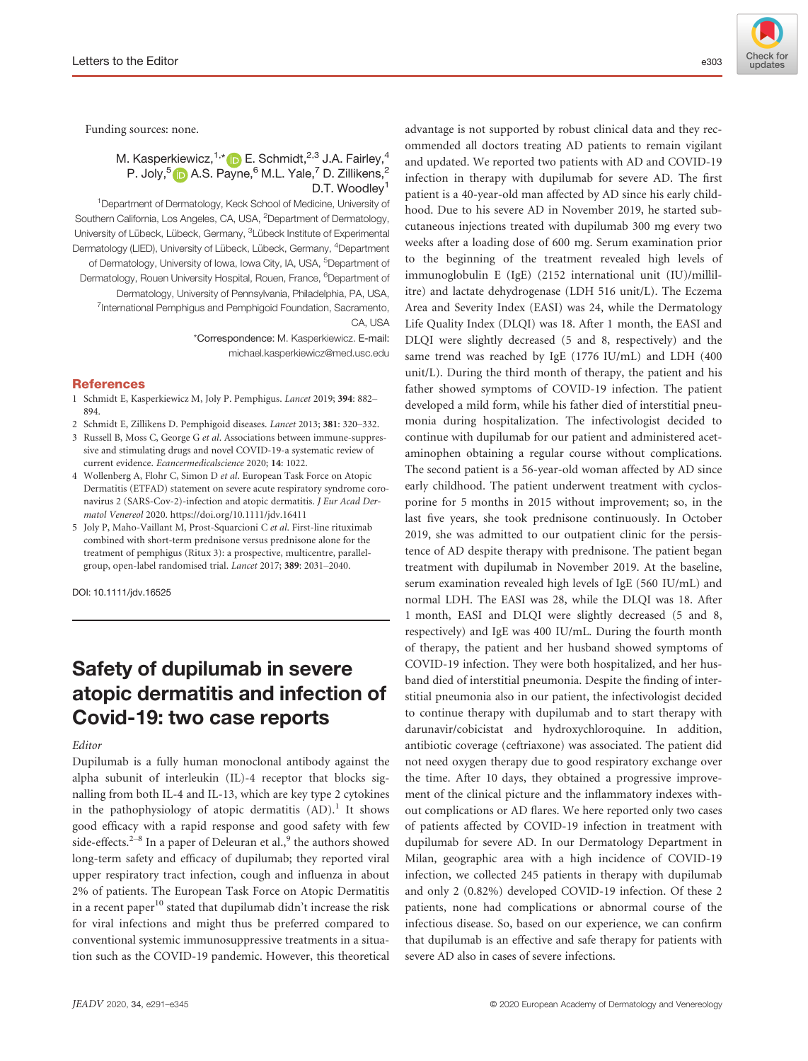Funding sources: none.

M. Kasperkiewicz,[1,*] E. Schmidt,[2,3] J.A. Fairley,[4] P. Joly,[5] A.S. Payne,[6] M.L. Yale,[7] D. Zillikens,[2] D.T. Woodley[1]

[1]Department of Dermatology, Keck School of Medicine, University of Southern California, Los Angeles, CA, USA, [2]Department of Dermatology, University of Lübeck, Lübeck, Germany, [3]Lübeck Institute of Experimental Dermatology (LIED), University of Lübeck, Lübeck, Germany, [4]Department of Dermatology, University of Iowa, Iowa City, IA, USA, [5]Department of Dermatology, Rouen University Hospital, Rouen, France, [6]Department of Dermatology, University of Pennsylvania, Philadelphia, PA, USA, [7]International Pemphigus and Pemphigoid Foundation, Sacramento, CA, USA

*Correspondence: M. Kasperkiewicz. E-mail: michael.kasperkiewicz@med.usc.edu

## References

1 Schmidt E, Kasperkiewicz M, Joly P. Pemphigus. *Lancet* 2019; **394**: 882–894.

2 Schmidt E, Zillikens D. Pemphigoid diseases. *Lancet* 2013; **381**: 320–332.

3 Russell B, Moss C, George G *et al*. Associations between immune-suppressive and stimulating drugs and novel COVID-19-a systematic review of current evidence. *Ecancermedicalscience* 2020; **14**: 1022.

4 Wollenberg A, Flohr C, Simon D *et al*. European Task Force on Atopic Dermatitis (ETFAD) statement on severe acute respiratory syndrome coronavirus 2 (SARS-Cov-2)-infection and atopic dermatitis. *J Eur Acad Dermatol Venereol* 2020. https://doi.org/10.1111/jdv.16411

5 Joly P, Maho-Vaillant M, Prost-Squarcioni C *et al*. First-line rituximab combined with short-term prednisone versus prednisone alone for the treatment of pemphigus (Ritux 3): a prospective, multicentre, parallel-group, open-label randomised trial. *Lancet* 2017; **389**: 2031–2040.

DOI: 10.1111/jdv.16525

# Safety of dupilumab in severe atopic dermatitis and infection of Covid-19: two case reports

*Editor*

Dupilumab is a fully human monoclonal antibody against the alpha subunit of interleukin (IL)-4 receptor that blocks signalling from both IL-4 and IL-13, which are key type 2 cytokines in the pathophysiology of atopic dermatitis (AD).[1] It shows good efficacy with a rapid response and good safety with few side-effects.[2–8] In a paper of Deleuran et al.,[9] the authors showed long-term safety and efficacy of dupilumab; they reported viral upper respiratory tract infection, cough and influenza in about 2% of patients. The European Task Force on Atopic Dermatitis in a recent paper[10] stated that dupilumab didn't increase the risk for viral infections and might thus be preferred compared to conventional systemic immunosuppressive treatments in a situation such as the COVID-19 pandemic. However, this theoretical advantage is not supported by robust clinical data and they recommended all doctors treating AD patients to remain vigilant and updated. We reported two patients with AD and COVID-19 infection in therapy with dupilumab for severe AD. The first patient is a 40-year-old man affected by AD since his early childhood. Due to his severe AD in November 2019, he started subcutaneous injections treated with dupilumab 300 mg every two weeks after a loading dose of 600 mg. Serum examination prior to the beginning of the treatment revealed high levels of immunoglobulin E (IgE) (2152 international unit (IU)/millilitre) and lactate dehydrogenase (LDH 516 unit/L). The Eczema Area and Severity Index (EASI) was 24, while the Dermatology Life Quality Index (DLQI) was 18. After 1 month, the EASI and DLQI were slightly decreased (5 and 8, respectively) and the same trend was reached by IgE (1776 IU/mL) and LDH (400 unit/L). During the third month of therapy, the patient and his father showed symptoms of COVID-19 infection. The patient developed a mild form, while his father died of interstitial pneumonia during hospitalization. The infectivologist decided to continue with dupilumab for our patient and administered acetaminophen obtaining a regular course without complications. The second patient is a 56-year-old woman affected by AD since early childhood. The patient underwent treatment with cyclosporine for 5 months in 2015 without improvement; so, in the last five years, she took prednisone continuously. In October 2019, she was admitted to our outpatient clinic for the persistence of AD despite therapy with prednisone. The patient began treatment with dupilumab in November 2019. At the baseline, serum examination revealed high levels of IgE (560 IU/mL) and normal LDH. The EASI was 28, while the DLQI was 18. After 1 month, EASI and DLQI were slightly decreased (5 and 8, respectively) and IgE was 400 IU/mL. During the fourth month of therapy, the patient and her husband showed symptoms of COVID-19 infection. They were both hospitalized, and her husband died of interstitial pneumonia. Despite the finding of interstitial pneumonia also in our patient, the infectivologist decided to continue therapy with dupilumab and to start therapy with darunavir/cobicistat and hydroxychloroquine. In addition, antibiotic coverage (ceftriaxone) was associated. The patient did not need oxygen therapy due to good respiratory exchange over the time. After 10 days, they obtained a progressive improvement of the clinical picture and the inflammatory indexes without complications or AD flares. We here reported only two cases of patients affected by COVID-19 infection in treatment with dupilumab for severe AD. In our Dermatology Department in Milan, geographic area with a high incidence of COVID-19 infection, we collected 245 patients in therapy with dupilumab and only 2 (0.82%) developed COVID-19 infection. Of these 2 patients, none had complications or abnormal course of the infectious disease. So, based on our experience, we can confirm that dupilumab is an effective and safe therapy for patients with severe AD also in cases of severe infections.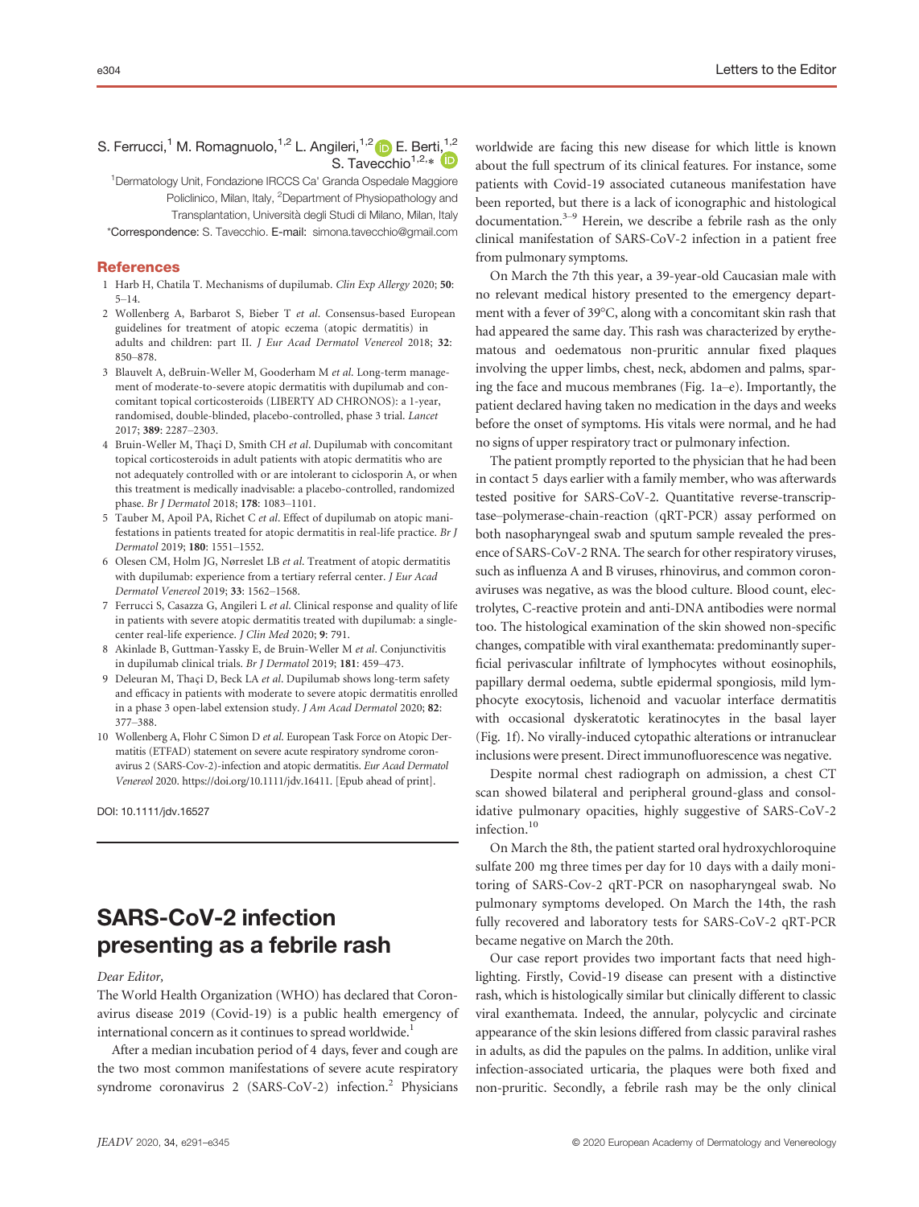S. Ferrucci,[1] M. Romagnuolo,[1,2] L. Angileri,[1,2] E. Berti,[1,2] S. Tavecchio[1,2,*]

[1]Dermatology Unit, Fondazione IRCCS Ca' Granda Ospedale Maggiore Policlinico, Milan, Italy, [2]Department of Physiopathology and Transplantation, Università degli Studi di Milano, Milan, Italy

*Correspondence: S. Tavecchio. E-mail: simona.tavecchio@gmail.com

## References

1 Harb H, Chatila T. Mechanisms of dupilumab. *Clin Exp Allergy* 2020; **50**: 5–14.
2 Wollenberg A, Barbarot S, Bieber T *et al*. Consensus-based European guidelines for treatment of atopic eczema (atopic dermatitis) in adults and children: part II. *J Eur Acad Dermatol Venereol* 2018; **32**: 850–878.
3 Blauvelt A, deBruin-Weller M, Gooderham M *et al*. Long-term management of moderate-to-severe atopic dermatitis with dupilumab and concomitant topical corticosteroids (LIBERTY AD CHRONOS): a 1-year, randomised, double-blinded, placebo-controlled, phase 3 trial. *Lancet* 2017; **389**: 2287–2303.
4 Bruin-Weller M, Thaçi D, Smith CH *et al*. Dupilumab with concomitant topical corticosteroids in adult patients with atopic dermatitis who are not adequately controlled with or are intolerant to ciclosporin A, or when this treatment is medically inadvisable: a placebo-controlled, randomized phase. *Br J Dermatol* 2018; **178**: 1083–1101.
5 Tauber M, Apoil PA, Richet C *et al*. Effect of dupilumab on atopic manifestations in patients treated for atopic dermatitis in real-life practice. *Br J Dermatol* 2019; **180**: 1551–1552.
6 Olesen CM, Holm JG, Nørreslet LB *et al*. Treatment of atopic dermatitis with dupilumab: experience from a tertiary referral center. *J Eur Acad Dermatol Venereol* 2019; **33**: 1562–1568.
7 Ferrucci S, Casazza G, Angileri L *et al*. Clinical response and quality of life in patients with severe atopic dermatitis treated with dupilumab: a single-center real-life experience. *J Clin Med* 2020; **9**: 791.
8 Akinlade B, Guttman-Yassky E, de Bruin-Weller M *et al*. Conjunctivitis in dupilumab clinical trials. *Br J Dermatol* 2019; **181**: 459–473.
9 Deleuran M, Thaçi D, Beck LA *et al*. Dupilumab shows long-term safety and efficacy in patients with moderate to severe atopic dermatitis enrolled in a phase 3 open-label extension study. *J Am Acad Dermatol* 2020; **82**: 377–388.
10 Wollenberg A, Flohr C Simon D *et al*. European Task Force on Atopic Dermatitis (ETFAD) statement on severe acute respiratory syndrome coronavirus 2 (SARS-Cov-2)-infection and atopic dermatitis. *Eur Acad Dermatol Venereol* 2020. https://doi.org/10.1111/jdv.16411. [Epub ahead of print].

DOI: 10.1111/jdv.16527

# SARS-CoV-2 infection presenting as a febrile rash

*Dear Editor,*

The World Health Organization (WHO) has declared that Coronavirus disease 2019 (Covid-19) is a public health emergency of international concern as it continues to spread worldwide.[1]

After a median incubation period of 4 days, fever and cough are the two most common manifestations of severe acute respiratory syndrome coronavirus 2 (SARS-CoV-2) infection.[2] Physicians worldwide are facing this new disease for which little is known about the full spectrum of its clinical features. For instance, some patients with Covid-19 associated cutaneous manifestation have been reported, but there is a lack of iconographic and histological documentation.[3–9] Herein, we describe a febrile rash as the only clinical manifestation of SARS-CoV-2 infection in a patient free from pulmonary symptoms.

On March the 7th this year, a 39-year-old Caucasian male with no relevant medical history presented to the emergency department with a fever of 39°C, along with a concomitant skin rash that had appeared the same day. This rash was characterized by erythematous and oedematous non-pruritic annular fixed plaques involving the upper limbs, chest, neck, abdomen and palms, sparing the face and mucous membranes (Fig. 1a–e). Importantly, the patient declared having taken no medication in the days and weeks before the onset of symptoms. His vitals were normal, and he had no signs of upper respiratory tract or pulmonary infection.

The patient promptly reported to the physician that he had been in contact 5 days earlier with a family member, who was afterwards tested positive for SARS-CoV-2. Quantitative reverse-transcriptase–polymerase-chain-reaction (qRT-PCR) assay performed on both nasopharyngeal swab and sputum sample revealed the presence of SARS-CoV-2 RNA. The search for other respiratory viruses, such as influenza A and B viruses, rhinovirus, and common coronaviruses was negative, as was the blood culture. Blood count, electrolytes, C-reactive protein and anti-DNA antibodies were normal too. The histological examination of the skin showed non-specific changes, compatible with viral exanthemata: predominantly superficial perivascular infiltrate of lymphocytes without eosinophils, papillary dermal oedema, subtle epidermal spongiosis, mild lymphocyte exocytosis, lichenoid and vacuolar interface dermatitis with occasional dyskeratotic keratinocytes in the basal layer (Fig. 1f). No virally-induced cytopathic alterations or intranuclear inclusions were present. Direct immunofluorescence was negative.

Despite normal chest radiograph on admission, a chest CT scan showed bilateral and peripheral ground-glass and consolidative pulmonary opacities, highly suggestive of SARS-CoV-2 infection.[10]

On March the 8th, the patient started oral hydroxychloroquine sulfate 200 mg three times per day for 10 days with a daily monitoring of SARS-Cov-2 qRT-PCR on nasopharyngeal swab. No pulmonary symptoms developed. On March the 14th, the rash fully recovered and laboratory tests for SARS-CoV-2 qRT-PCR became negative on March the 20th.

Our case report provides two important facts that need highlighting. Firstly, Covid-19 disease can present with a distinctive rash, which is histologically similar but clinically different to classic viral exanthemata. Indeed, the annular, polycyclic and circinate appearance of the skin lesions differed from classic paraviral rashes in adults, as did the papules on the palms. In addition, unlike viral infection-associated urticaria, the plaques were both fixed and non-pruritic. Secondly, a febrile rash may be the only clinical